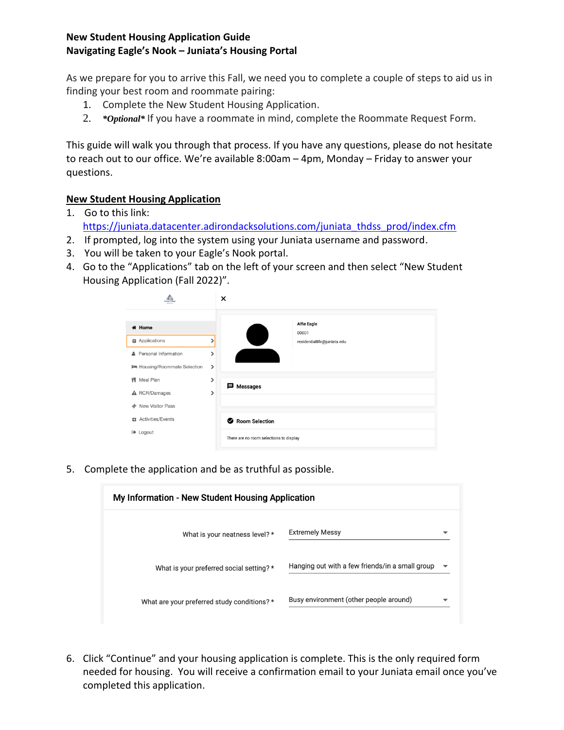**New Student Housing Application Guide**
**Navigating Eagle's Nook – Juniata's Housing Portal**

As we prepare for you to arrive this Fall, we need you to complete a couple of steps to aid us in finding your best room and roommate pairing:

1. Complete the New Student Housing Application.
2. ***Optional*** If you have a roommate in mind, complete the Roommate Request Form.

This guide will walk you through that process. If you have any questions, please do not hesitate to reach out to our office. We're available 8:00am – 4pm, Monday – Friday to answer your questions.

## New Student Housing Application

1. Go to this link: https://juniata.datacenter.adirondacksolutions.com/juniata_thdss_prod/index.cfm
2. If prompted, log into the system using your Juniata username and password.
3. You will be taken to your Eagle's Nook portal.
4. Go to the "Applications" tab on the left of your screen and then select "New Student Housing Application (Fall 2022)".

Home
Applications
Personal Information
Housing/Roommate Selection
Meal Plan
RCR/Damages
New Visitor Pass
Activities/Events
Logout

Alfie Eagle
00001
residentiallife@juniata.edu

Messages

Room Selection
There are no room selections to display

5. Complete the application and be as truthful as possible.

**My Information - New Student Housing Application**

| | |
|---|---|
| What is your neatness level? * | Extremely Messy |
| What is your preferred social setting? * | Hanging out with a few friends/in a small group |
| What are your preferred study conditions? * | Busy environment (other people around) |

6. Click "Continue" and your housing application is complete. This is the only required form needed for housing. You will receive a confirmation email to your Juniata email once you've completed this application.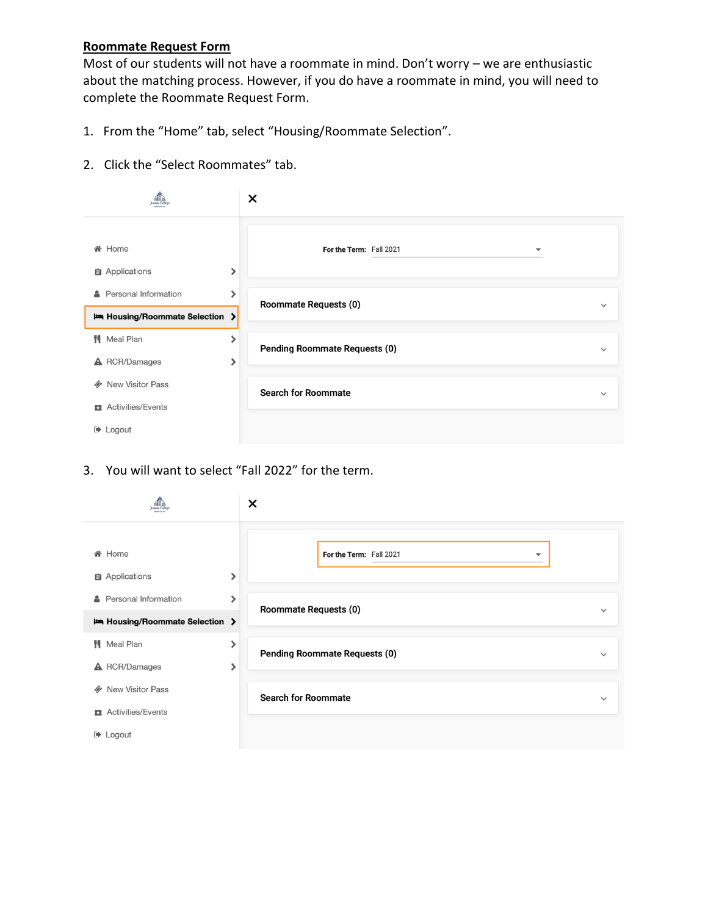**Roommate Request Form**

Most of our students will not have a roommate in mind. Don't worry – we are enthusiastic about the matching process. However, if you do have a roommate in mind, you will need to complete the Roommate Request Form.

1. From the "Home" tab, select "Housing/Roommate Selection".

2. Click the "Select Roommates" tab.

3. You will want to select "Fall 2022" for the term.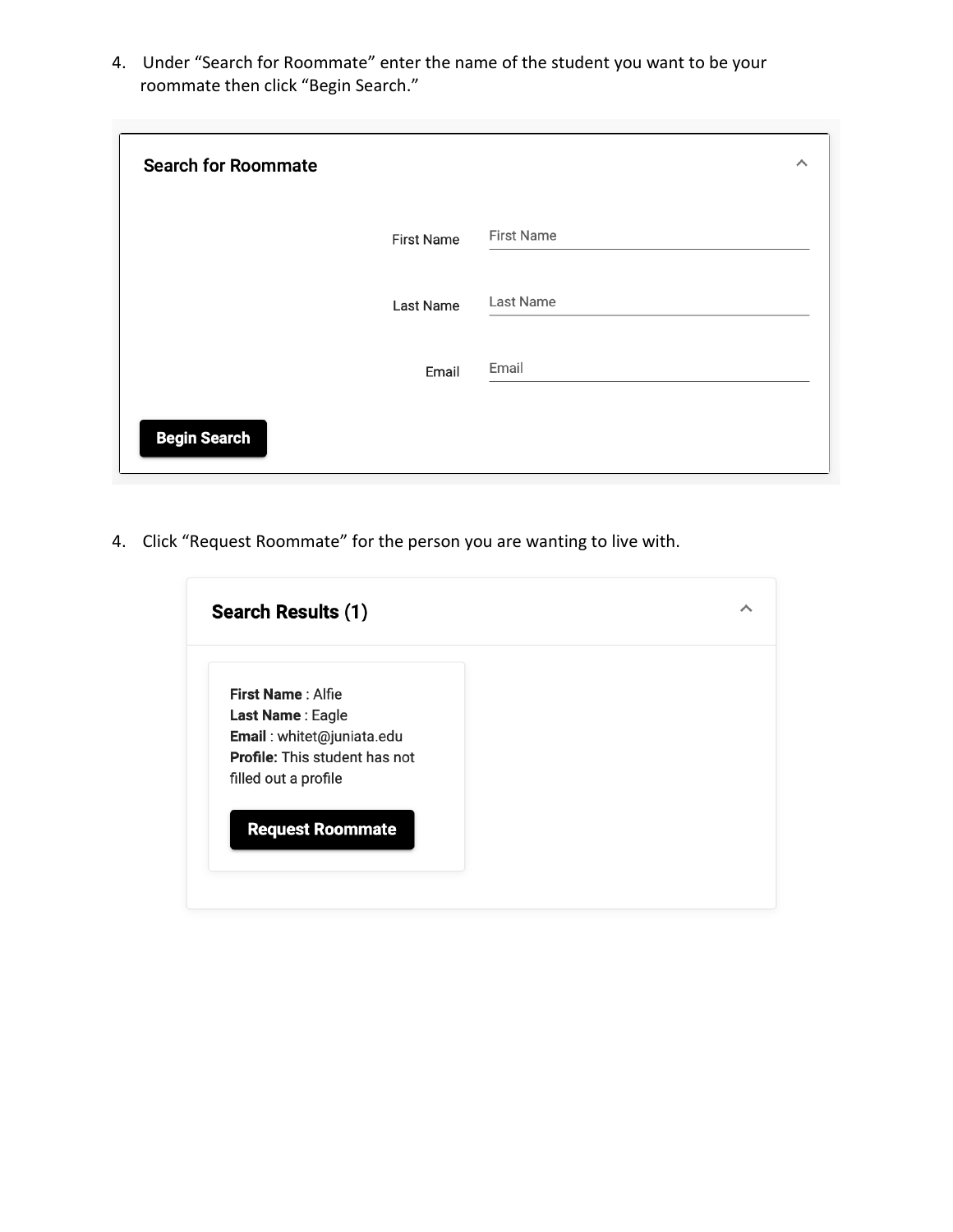4. Under "Search for Roommate" enter the name of the student you want to be your roommate then click "Begin Search."

**Search for Roommate**

First Name: First Name

Last Name: Last Name

Email: Email

**Begin Search**

4. Click "Request Roommate" for the person you are wanting to live with.

**Search Results (1)**

**First Name** : Alfie
**Last Name** : Eagle
**Email** : whitet@juniata.edu
**Profile:** This student has not filled out a profile

**Request Roommate**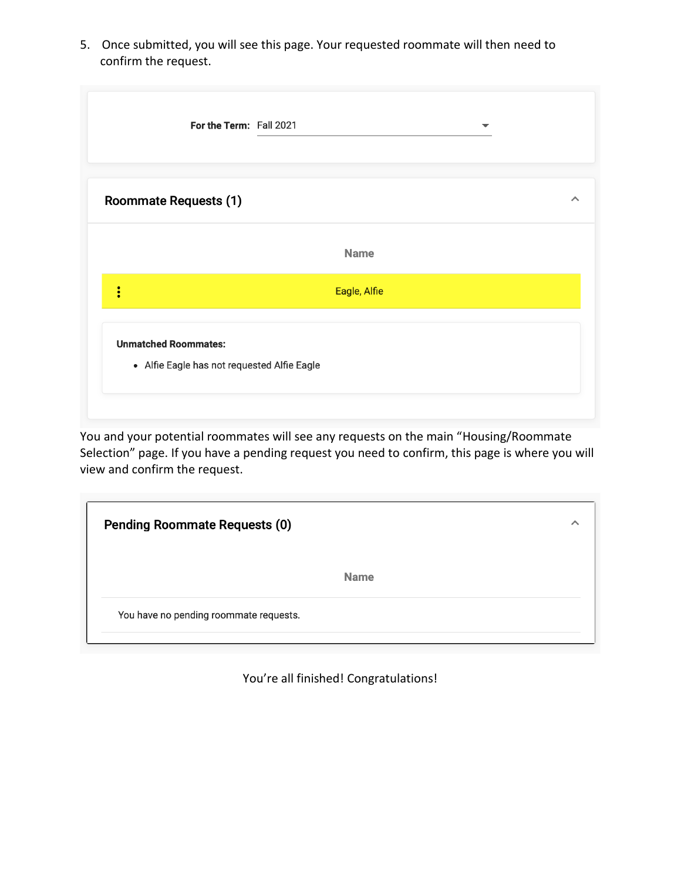5. Once submitted, you will see this page. Your requested roommate will then need to confirm the request.

**For the Term:** Fall 2021

**Roommate Requests (1)**

| | Name |
|---|---|
| ⋮ | Eagle, Alfie |

**Unmatched Roommates:**

- Alfie Eagle has not requested Alfie Eagle

You and your potential roommates will see any requests on the main "Housing/Roommate Selection" page. If you have a pending request you need to confirm, this page is where you will view and confirm the request.

**Pending Roommate Requests (0)**

| Name |
|---|
| You have no pending roommate requests. |

You're all finished! Congratulations!